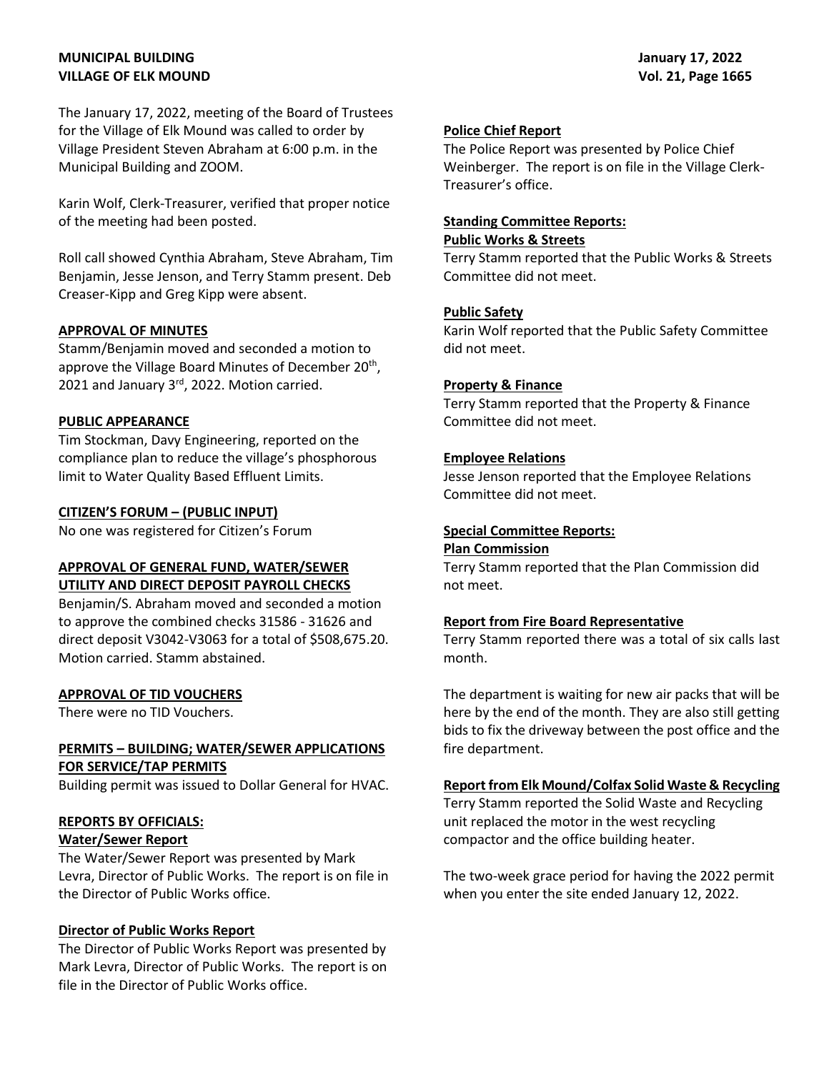**MUNICIPAL BUILDING**
**VILLAGE OF ELK MOUND**

**January 17, 2022**

The January 17, 2022, meeting of the Board of Trustees for the Village of Elk Mound was called to order by Village President Steven Abraham at 6:00 p.m. in the Municipal Building and ZOOM.

Karin Wolf, Clerk-Treasurer, verified that proper notice of the meeting had been posted.

Roll call showed Cynthia Abraham, Steve Abraham, Tim Benjamin, Jesse Jenson, and Terry Stamm present. Deb Creaser-Kipp and Greg Kipp were absent.

**APPROVAL OF MINUTES**

Stamm/Benjamin moved and seconded a motion to approve the Village Board Minutes of December 20th, 2021 and January 3rd, 2022. Motion carried.

**PUBLIC APPEARANCE**

Tim Stockman, Davy Engineering, reported on the compliance plan to reduce the village's phosphorous limit to Water Quality Based Effluent Limits.

**CITIZEN'S FORUM – (PUBLIC INPUT)**

No one was registered for Citizen's Forum

**APPROVAL OF GENERAL FUND, WATER/SEWER UTILITY AND DIRECT DEPOSIT PAYROLL CHECKS**

Benjamin/S. Abraham moved and seconded a motion to approve the combined checks 31586 - 31626 and direct deposit V3042-V3063 for a total of $508,675.20. Motion carried. Stamm abstained.

**APPROVAL OF TID VOUCHERS**

There were no TID Vouchers.

**PERMITS – BUILDING; WATER/SEWER APPLICATIONS FOR SERVICE/TAP PERMITS**

Building permit was issued to Dollar General for HVAC.

**REPORTS BY OFFICIALS:**

**Water/Sewer Report**

The Water/Sewer Report was presented by Mark Levra, Director of Public Works. The report is on file in the Director of Public Works office.

**Director of Public Works Report**

The Director of Public Works Report was presented by Mark Levra, Director of Public Works. The report is on file in the Director of Public Works office.

**Police Chief Report**

The Police Report was presented by Police Chief Weinberger. The report is on file in the Village Clerk-Treasurer's office.

**Standing Committee Reports:**

**Public Works & Streets**

Terry Stamm reported that the Public Works & Streets Committee did not meet.

**Public Safety**

Karin Wolf reported that the Public Safety Committee did not meet.

**Property & Finance**

Terry Stamm reported that the Property & Finance Committee did not meet.

**Employee Relations**

Jesse Jenson reported that the Employee Relations Committee did not meet.

**Special Committee Reports:**

**Plan Commission**

Terry Stamm reported that the Plan Commission did not meet.

**Report from Fire Board Representative**

Terry Stamm reported there was a total of six calls last month.

The department is waiting for new air packs that will be here by the end of the month. They are also still getting bids to fix the driveway between the post office and the fire department.

**Report from Elk Mound/Colfax Solid Waste & Recycling**

Terry Stamm reported the Solid Waste and Recycling unit replaced the motor in the west recycling compactor and the office building heater.

The two-week grace period for having the 2022 permit when you enter the site ended January 12, 2022.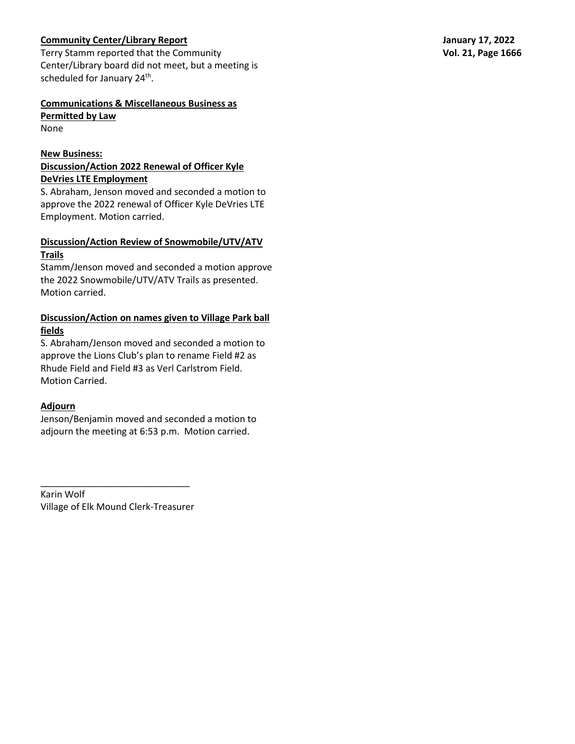**Community Center/Library Report**

Terry Stamm reported that the Community Center/Library board did not meet, but a meeting is scheduled for January 24th.

**Communications & Miscellaneous Business as Permitted by Law**

None

**New Business:**

**Discussion/Action 2022 Renewal of Officer Kyle DeVries LTE Employment**

S. Abraham, Jenson moved and seconded a motion to approve the 2022 renewal of Officer Kyle DeVries LTE Employment. Motion carried.

**Discussion/Action Review of Snowmobile/UTV/ATV Trails**

Stamm/Jenson moved and seconded a motion approve the 2022 Snowmobile/UTV/ATV Trails as presented. Motion carried.

**Discussion/Action on names given to Village Park ball fields**

S. Abraham/Jenson moved and seconded a motion to approve the Lions Club's plan to rename Field #2 as Rhude Field and Field #3 as Verl Carlstrom Field. Motion Carried.

**Adjourn**

Jenson/Benjamin moved and seconded a motion to adjourn the meeting at 6:53 p.m. Motion carried.

_____________________________

Karin Wolf
Village of Elk Mound Clerk-Treasurer